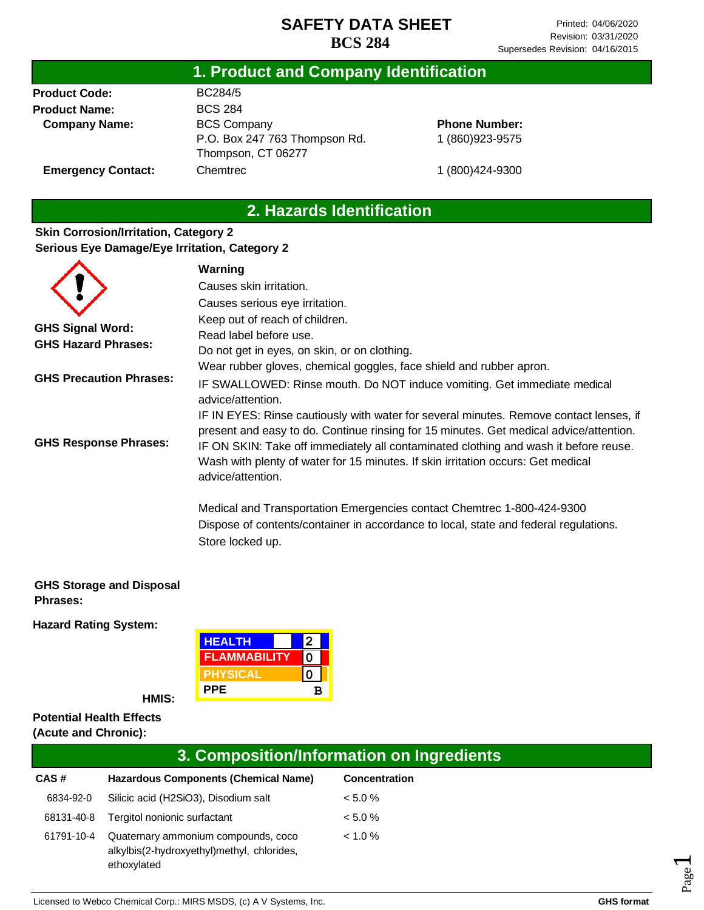# SAFETY DATA SHEET
## BCS 284

Printed: 04/06/2020
Revision: 03/31/2020
Supersedes Revision: 04/16/2015

## 1. Product and Company Identification

**Product Code:** BC284/5

**Product Name:** BCS 284

**Company Name:** BCS Company
P.O. Box 247 763 Thompson Rd.
Thompson, CT 06277

**Phone Number:** 1 (860)923-9575

**Emergency Contact:** Chemtrec 1 (800)424-9300

## 2. Hazards Identification

**Skin Corrosion/Irritation, Category 2**
**Serious Eye Damage/Eye Irritation, Category 2**

**GHS Signal Word:** Warning

**GHS Hazard Phrases:**
Causes skin irritation.
Causes serious eye irritation.

**GHS Precaution Phrases:**
Keep out of reach of children.
Read label before use.
Do not get in eyes, on skin, or on clothing.
Wear rubber gloves, chemical goggles, face shield and rubber apron.

**GHS Response Phrases:**
IF SWALLOWED: Rinse mouth. Do NOT induce vomiting. Get immediate medical advice/attention.
IF IN EYES: Rinse cautiously with water for several minutes. Remove contact lenses, if present and easy to do. Continue rinsing for 15 minutes. Get medical advice/attention.
IF ON SKIN: Take off immediately all contaminated clothing and wash it before reuse. Wash with plenty of water for 15 minutes. If skin irritation occurs: Get medical advice/attention.

Medical and Transportation Emergencies contact Chemtrec 1-800-424-9300

**GHS Storage and Disposal Phrases:**
Dispose of contents/container in accordance to local, state and federal regulations.
Store locked up.

**Hazard Rating System:**

**HMIS:**

| | |
|---|---|
| HEALTH | 2 |
| FLAMMABILITY | 0 |
| PHYSICAL | 0 |
| PPE | B |

**Potential Health Effects (Acute and Chronic):**

## 3. Composition/Information on Ingredients

| CAS # | Hazardous Components (Chemical Name) | Concentration |
|---|---|---|
| 6834-92-0 | Silicic acid ($H_2SiO_3$), Disodium salt | < 5.0 % |
| 68131-40-8 | Tergitol nonionic surfactant | < 5.0 % |
| 61791-10-4 | Quaternary ammonium compounds, coco alkylbis(2-hydroxyethyl)methyl, chlorides, ethoxylated | < 1.0 % |

Licensed to Webco Chemical Corp.: MIRS MSDS, (c) A V Systems, Inc. **GHS format**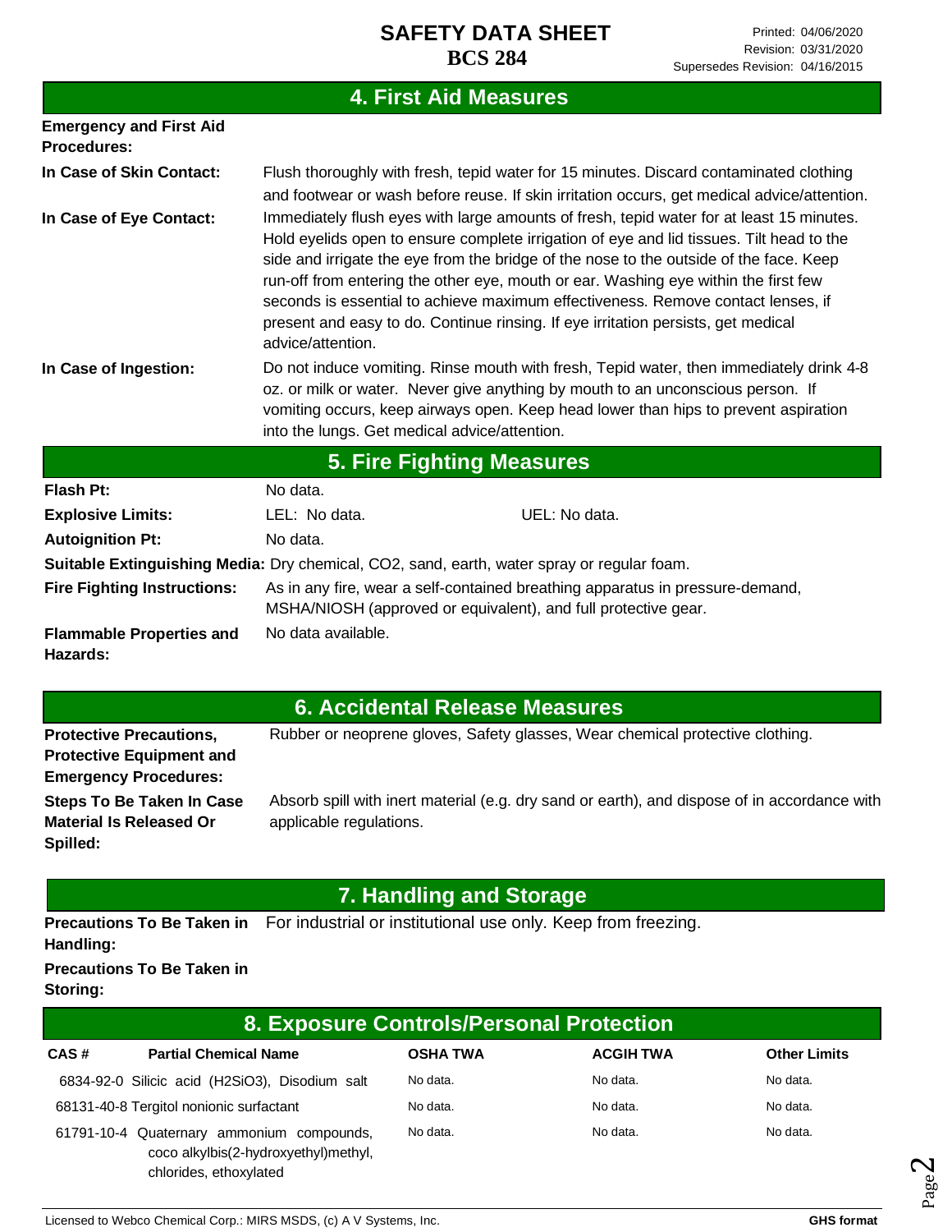## 4. First Aid Measures

**Emergency and First Aid Procedures:**

**In Case of Skin Contact:** Flush thoroughly with fresh, tepid water for 15 minutes. Discard contaminated clothing and footwear or wash before reuse. If skin irritation occurs, get medical advice/attention.

**In Case of Eye Contact:** Immediately flush eyes with large amounts of fresh, tepid water for at least 15 minutes. Hold eyelids open to ensure complete irrigation of eye and lid tissues. Tilt head to the side and irrigate the eye from the bridge of the nose to the outside of the face. Keep run-off from entering the other eye, mouth or ear. Washing eye within the first few seconds is essential to achieve maximum effectiveness. Remove contact lenses, if present and easy to do. Continue rinsing. If eye irritation persists, get medical advice/attention.

**In Case of Ingestion:** Do not induce vomiting. Rinse mouth with fresh, Tepid water, then immediately drink 4-8 oz. or milk or water. Never give anything by mouth to an unconscious person. If vomiting occurs, keep airways open. Keep head lower than hips to prevent aspiration into the lungs. Get medical advice/attention.

## 5. Fire Fighting Measures

**Flash Pt:** No data.

**Explosive Limits:** LEL: No data. UEL: No data.

**Autoignition Pt:** No data.

**Suitable Extinguishing Media:** Dry chemical, CO2, sand, earth, water spray or regular foam.

**Fire Fighting Instructions:** As in any fire, wear a self-contained breathing apparatus in pressure-demand, MSHA/NIOSH (approved or equivalent), and full protective gear.

**Flammable Properties and Hazards:** No data available.

## 6. Accidental Release Measures

**Protective Precautions, Protective Equipment and Emergency Procedures:** Rubber or neoprene gloves, Safety glasses, Wear chemical protective clothing.

**Steps To Be Taken In Case Material Is Released Or Spilled:** Absorb spill with inert material (e.g. dry sand or earth), and dispose of in accordance with applicable regulations.

## 7. Handling and Storage

**Precautions To Be Taken in Handling:** For industrial or institutional use only. Keep from freezing.

**Precautions To Be Taken in Storing:**

## 8. Exposure Controls/Personal Protection

| CAS # | Partial Chemical Name | OSHA TWA | ACGIH TWA | Other Limits |
|---|---|---|---|---|
| 6834-92-0 | Silicic acid (H2SiO3), Disodium salt | No data. | No data. | No data. |
| 68131-40-8 | Tergitol nonionic surfactant | No data. | No data. | No data. |
| 61791-10-4 | Quaternary ammonium compounds, coco alkylbis(2-hydroxyethyl)methyl, chlorides, ethoxylated | No data. | No data. | No data. |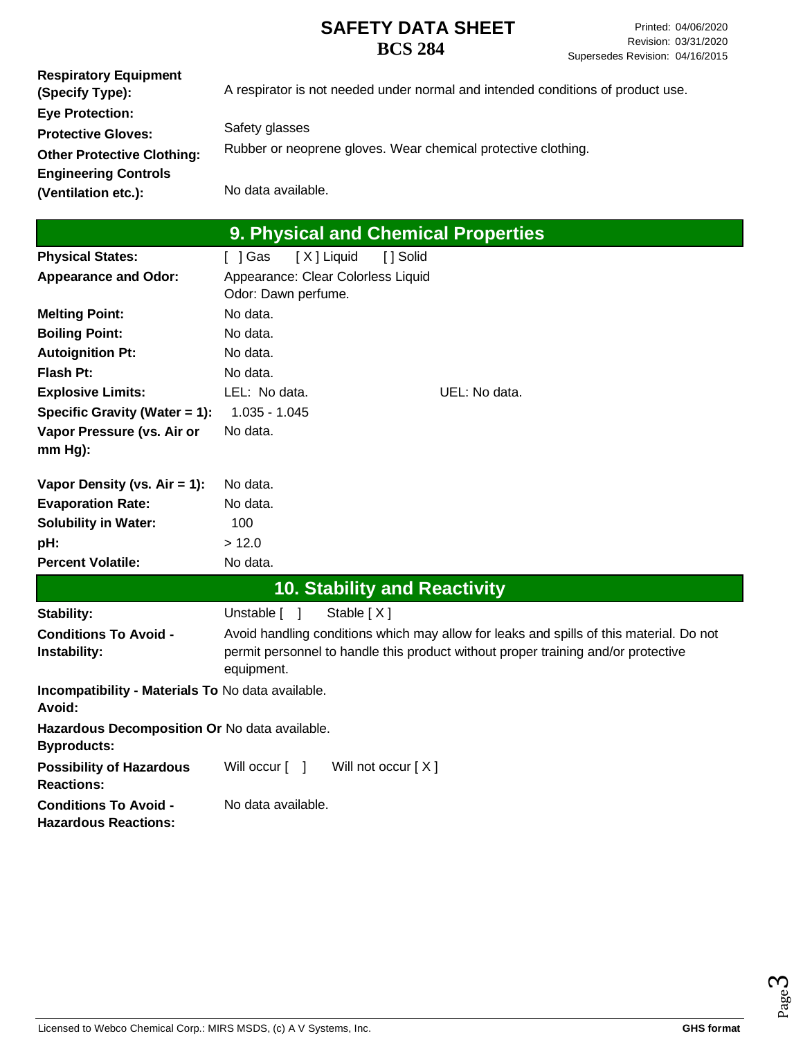| | |
|---|---|
| **Respiratory Equipment (Specify Type):** | A respirator is not needed under normal and intended conditions of product use. |
| **Eye Protection:** | Safety glasses |
| **Protective Gloves:** | Rubber or neoprene gloves. Wear chemical protective clothing. |
| **Other Protective Clothing:** | |
| **Engineering Controls (Ventilation etc.):** | No data available. |

## 9. Physical and Chemical Properties

| | | |
|---|---|---|
| **Physical States:** | [ ] Gas [ X ] Liquid [ ] Solid | |
| **Appearance and Odor:** | Appearance: Clear Colorless Liquid<br>Odor: Dawn perfume. | |
| **Melting Point:** | No data. | |
| **Boiling Point:** | No data. | |
| **Autoignition Pt:** | No data. | |
| **Flash Pt:** | No data. | |
| **Explosive Limits:** | LEL: No data. | UEL: No data. |
| **Specific Gravity (Water = 1):** | 1.035 - 1.045 | |
| **Vapor Pressure (vs. Air or mm Hg):** | No data. | |
| **Vapor Density (vs. Air = 1):** | No data. | |
| **Evaporation Rate:** | No data. | |
| **Solubility in Water:** | 100 | |
| **pH:** | > 12.0 | |
| **Percent Volatile:** | No data. | |

## 10. Stability and Reactivity

| | |
|---|---|
| **Stability:** | Unstable [ ] Stable [ X ] |
| **Conditions To Avoid - Instability:** | Avoid handling conditions which may allow for leaks and spills of this material. Do not permit personnel to handle this product without proper training and/or protective equipment. |
| **Incompatibility - Materials To Avoid:** | No data available. |
| **Hazardous Decomposition Or Byproducts:** | No data available. |
| **Possibility of Hazardous Reactions:** | Will occur [ ] Will not occur [ X ] |
| **Conditions To Avoid - Hazardous Reactions:** | No data available. |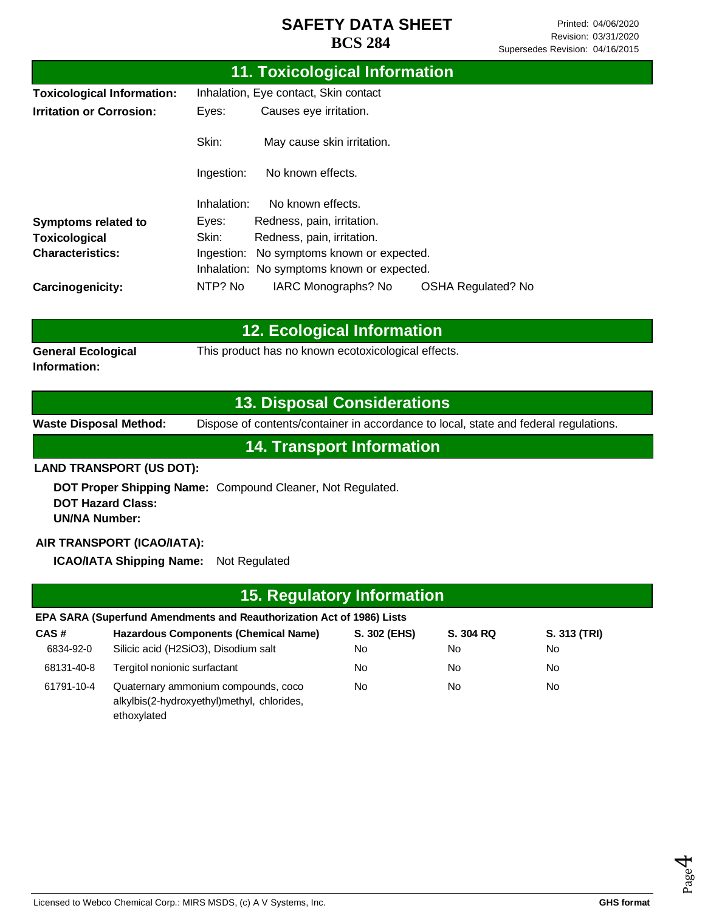## 11. Toxicological Information

**Toxicological Information:** Inhalation, Eye contact, Skin contact

**Irritation or Corrosion:**

- Eyes: Causes eye irritation.
- Skin: May cause skin irritation.
- Ingestion: No known effects.
- Inhalation: No known effects.

**Symptoms related to Toxicological Characteristics:**

- Eyes: Redness, pain, irritation.
- Skin: Redness, pain, irritation.
- Ingestion: No symptoms known or expected.
- Inhalation: No symptoms known or expected.

**Carcinogenicity:** NTP? No IARC Monographs? No OSHA Regulated? No

## 12. Ecological Information

**General Ecological Information:** This product has no known ecotoxicological effects.

## 13. Disposal Considerations

**Waste Disposal Method:** Dispose of contents/container in accordance to local, state and federal regulations.

## 14. Transport Information

**LAND TRANSPORT (US DOT):**

**DOT Proper Shipping Name:** Compound Cleaner, Not Regulated.
**DOT Hazard Class:**
**UN/NA Number:**

**AIR TRANSPORT (ICAO/IATA):**

**ICAO/IATA Shipping Name:** Not Regulated

## 15. Regulatory Information

**EPA SARA (Superfund Amendments and Reauthorization Act of 1986) Lists**

| CAS # | Hazardous Components (Chemical Name) | S. 302 (EHS) | S. 304 RQ | S. 313 (TRI) |
|---|---|---|---|---|
| 6834-92-0 | Silicic acid ($H_2SiO_3$), Disodium salt | No | No | No |
| 68131-40-8 | Tergitol nonionic surfactant | No | No | No |
| 61791-10-4 | Quaternary ammonium compounds, coco alkylbis(2-hydroxyethyl)methyl, chlorides, ethoxylated | No | No | No |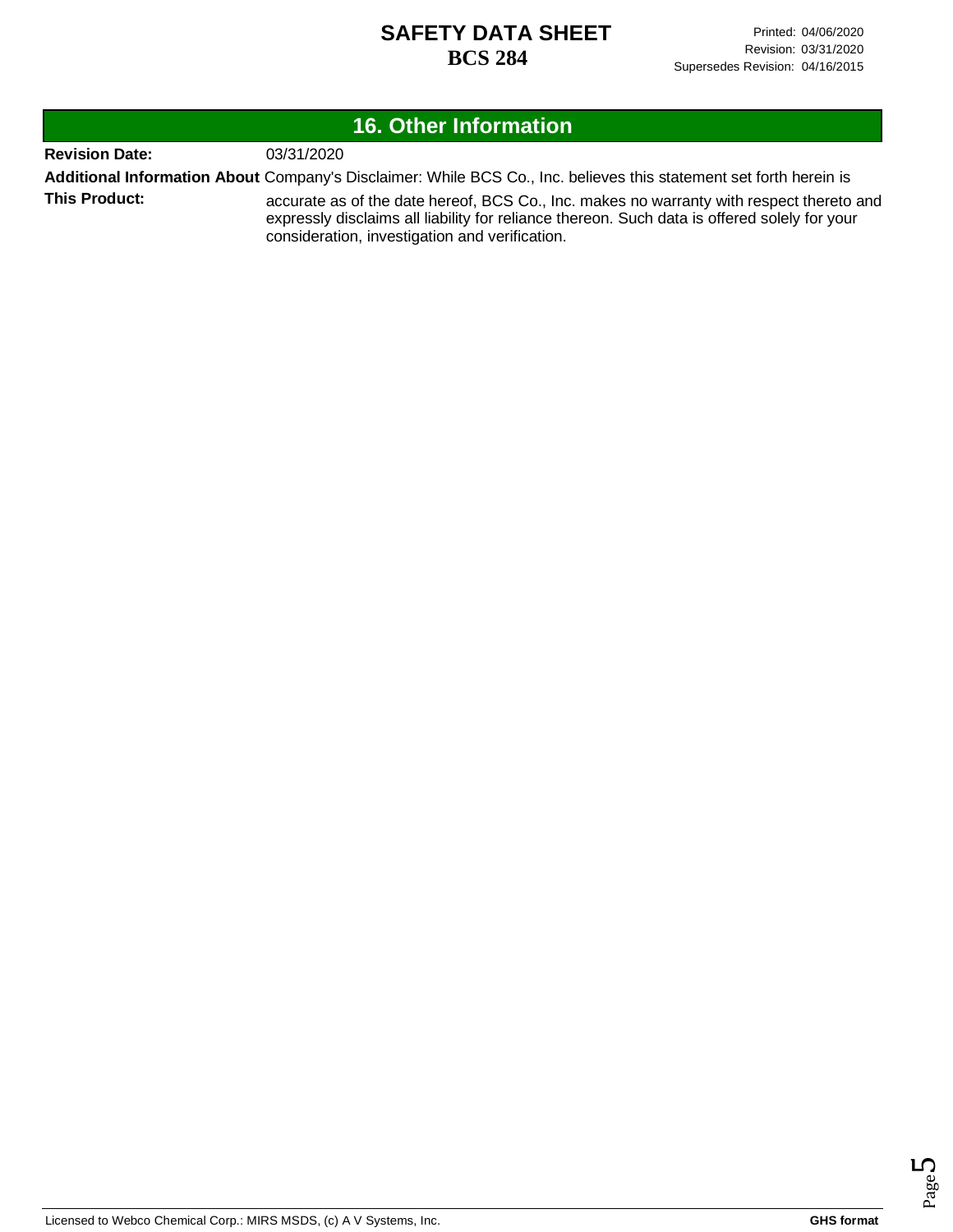## 16. Other Information

**Revision Date:** 03/31/2020

**Additional Information About This Product:** Company's Disclaimer: While BCS Co., Inc. believes this statement set forth herein is accurate as of the date hereof, BCS Co., Inc. makes no warranty with respect thereto and expressly disclaims all liability for reliance thereon. Such data is offered solely for your consideration, investigation and verification.